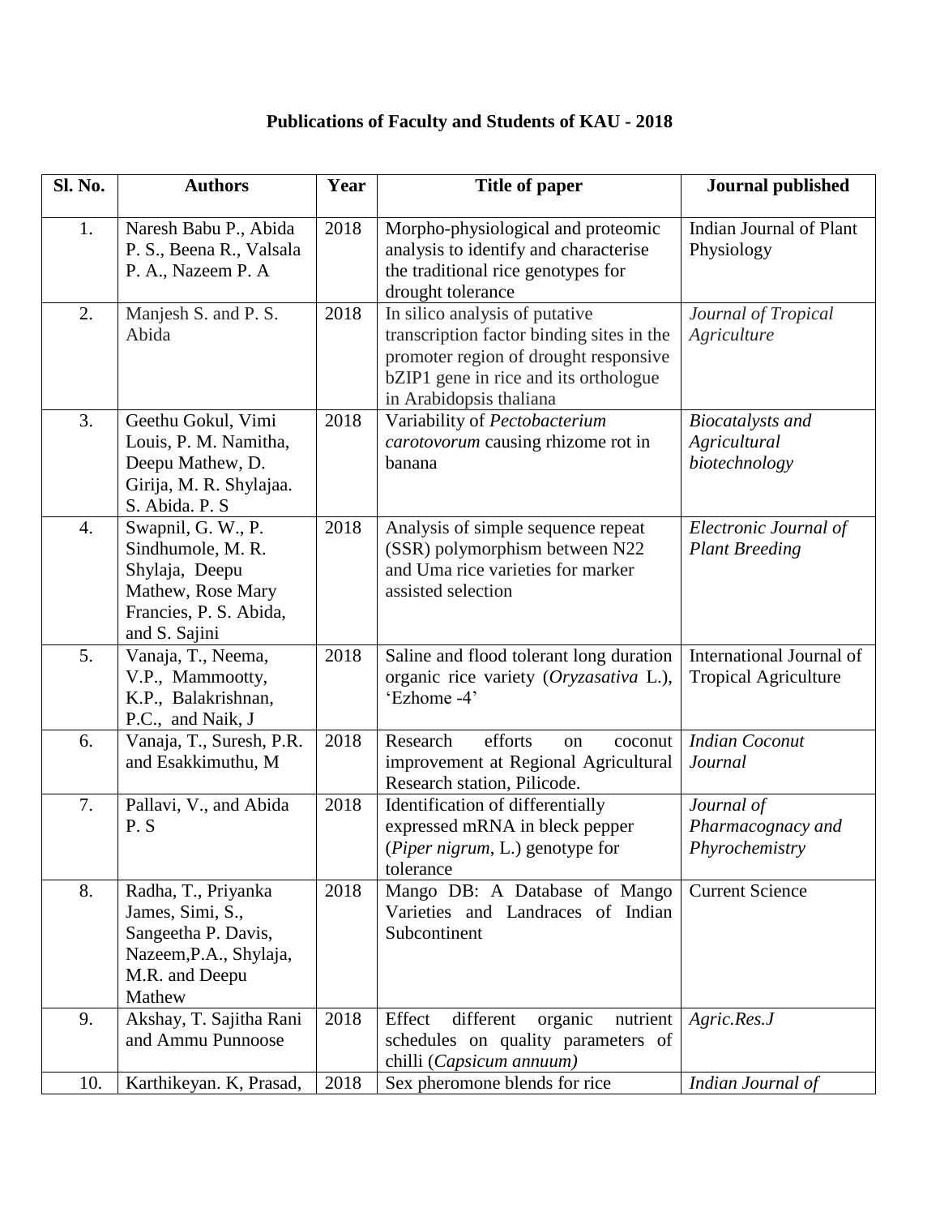# Publications of Faculty and Students of KAU - 2018

| Sl. No. | Authors | Year | Title of paper | Journal published |
|---|---|---|---|---|
| 1. | Naresh Babu P., Abida P. S., Beena R., Valsala P. A., Nazeem P. A | 2018 | Morpho-physiological and proteomic analysis to identify and characterise the traditional rice genotypes for drought tolerance | Indian Journal of Plant Physiology |
| 2. | Manjesh S. and P. S. Abida | 2018 | In silico analysis of putative transcription factor binding sites in the promoter region of drought responsive bZIP1 gene in rice and its orthologue in Arabidopsis thaliana | *Journal of Tropical Agriculture* |
| 3. | Geethu Gokul, Vimi Louis, P. M. Namitha, Deepu Mathew, D. Girija, M. R. Shylajaa. S. Abida. P. S | 2018 | Variability of *Pectobacterium carotovorum* causing rhizome rot in banana | *Biocatalysts and Agricultural biotechnology* |
| 4. | Swapnil, G. W., P. Sindhumole, M. R. Shylaja, Deepu Mathew, Rose Mary Francies, P. S. Abida, and S. Sajini | 2018 | Analysis of simple sequence repeat (SSR) polymorphism between N22 and Uma rice varieties for marker assisted selection | *Electronic Journal of Plant Breeding* |
| 5. | Vanaja, T., Neema, V.P., Mammootty, K.P., Balakrishnan, P.C., and Naik, J | 2018 | Saline and flood tolerant long duration organic rice variety (*Oryzasativa* L.), 'Ezhome -4' | International Journal of Tropical Agriculture |
| 6. | Vanaja, T., Suresh, P.R. and Esakkimuthu, M | 2018 | Research efforts on coconut improvement at Regional Agricultural Research station, Pilicode. | *Indian Coconut Journal* |
| 7. | Pallavi, V., and Abida P. S | 2018 | Identification of differentially expressed mRNA in bleck pepper (*Piper nigrum*, L.) genotype for tolerance | *Journal of Pharmacognacy and Phyrochemistry* |
| 8. | Radha, T., Priyanka James, Simi, S., Sangeetha P. Davis, Nazeem,P.A., Shylaja, M.R. and Deepu Mathew | 2018 | Mango DB: A Database of Mango Varieties and Landraces of Indian Subcontinent | Current Science |
| 9. | Akshay, T. Sajitha Rani and Ammu Punnoose | 2018 | Effect different organic nutrient schedules on quality parameters of chilli (*Capsicum annuum)* | *Agric.Res.J* |
| 10. | Karthikeyan. K, Prasad, | 2018 | Sex pheromone blends for rice | *Indian Journal of* |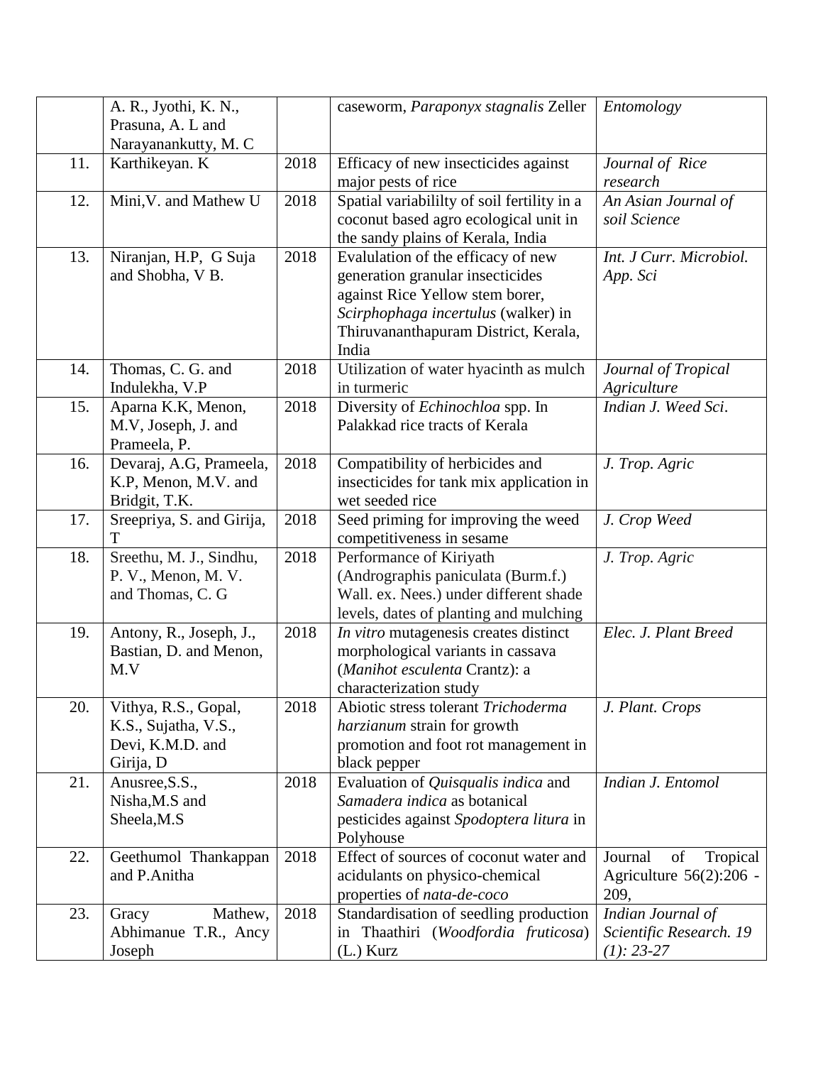|  | A. R., Jyothi, K. N., Prasuna, A. L and Narayanankutty, M. C |  | caseworm, *Paraponyx stagnalis* Zeller | *Entomology* |
|---|---|---|---|---|
| 11. | Karthikeyan. K | 2018 | Efficacy of new insecticides against major pests of rice | *Journal of Rice research* |
| 12. | Mini,V. and Mathew U | 2018 | Spatial variabililty of soil fertility in a coconut based agro ecological unit in the sandy plains of Kerala, India | *An Asian Journal of soil Science* |
| 13. | Niranjan, H.P, G Suja and Shobha, V B. | 2018 | Evalulation of the efficacy of new generation granular insecticides against Rice Yellow stem borer, *Scirphophaga incertulus* (walker) in Thiruvananthapuram District, Kerala, India | *Int. J Curr. Microbiol. App. Sci* |
| 14. | Thomas, C. G. and Indulekha, V.P | 2018 | Utilization of water hyacinth as mulch in turmeric | *Journal of Tropical Agriculture* |
| 15. | Aparna K.K, Menon, M.V, Joseph, J. and Prameela, P. | 2018 | Diversity of *Echinochloa* spp. In Palakkad rice tracts of Kerala | *Indian J. Weed Sci*. |
| 16. | Devaraj, A.G, Prameela, K.P, Menon, M.V. and Bridgit, T.K. | 2018 | Compatibility of herbicides and insecticides for tank mix application in wet seeded rice | *J. Trop. Agric* |
| 17. | Sreepriya, S. and Girija, T | 2018 | Seed priming for improving the weed competitiveness in sesame | *J. Crop Weed* |
| 18. | Sreethu, M. J., Sindhu, P. V., Menon, M. V. and Thomas, C. G | 2018 | Performance of Kiriyath (Andrographis paniculata (Burm.f.) Wall. ex. Nees.) under different shade levels, dates of planting and mulching | *J. Trop. Agric* |
| 19. | Antony, R., Joseph, J., Bastian, D. and Menon, M.V | 2018 | *In vitro* mutagenesis creates distinct morphological variants in cassava (*Manihot esculenta* Crantz): a characterization study | *Elec. J. Plant Breed* |
| 20. | Vithya, R.S., Gopal, K.S., Sujatha, V.S., Devi, K.M.D. and Girija, D | 2018 | Abiotic stress tolerant *Trichoderma harzianum* strain for growth promotion and foot rot management in black pepper | *J. Plant. Crops* |
| 21. | Anusree,S.S., Nisha,M.S and Sheela,M.S | 2018 | Evaluation of *Quisqualis indica* and *Samadera indica* as botanical pesticides against *Spodoptera litura* in Polyhouse | *Indian J. Entomol* |
| 22. | Geethumol Thankappan and P.Anitha | 2018 | Effect of sources of coconut water and acidulants on physico-chemical properties of *nata-de-coco* | Journal of Tropical Agriculture 56(2):206 - 209, |
| 23. | Gracy Mathew, Abhimanue T.R., Ancy Joseph | 2018 | Standardisation of seedling production in Thaathiri (*Woodfordia fruticosa*) (L.) Kurz | *Indian Journal of Scientific Research. 19 (1): 23-27* |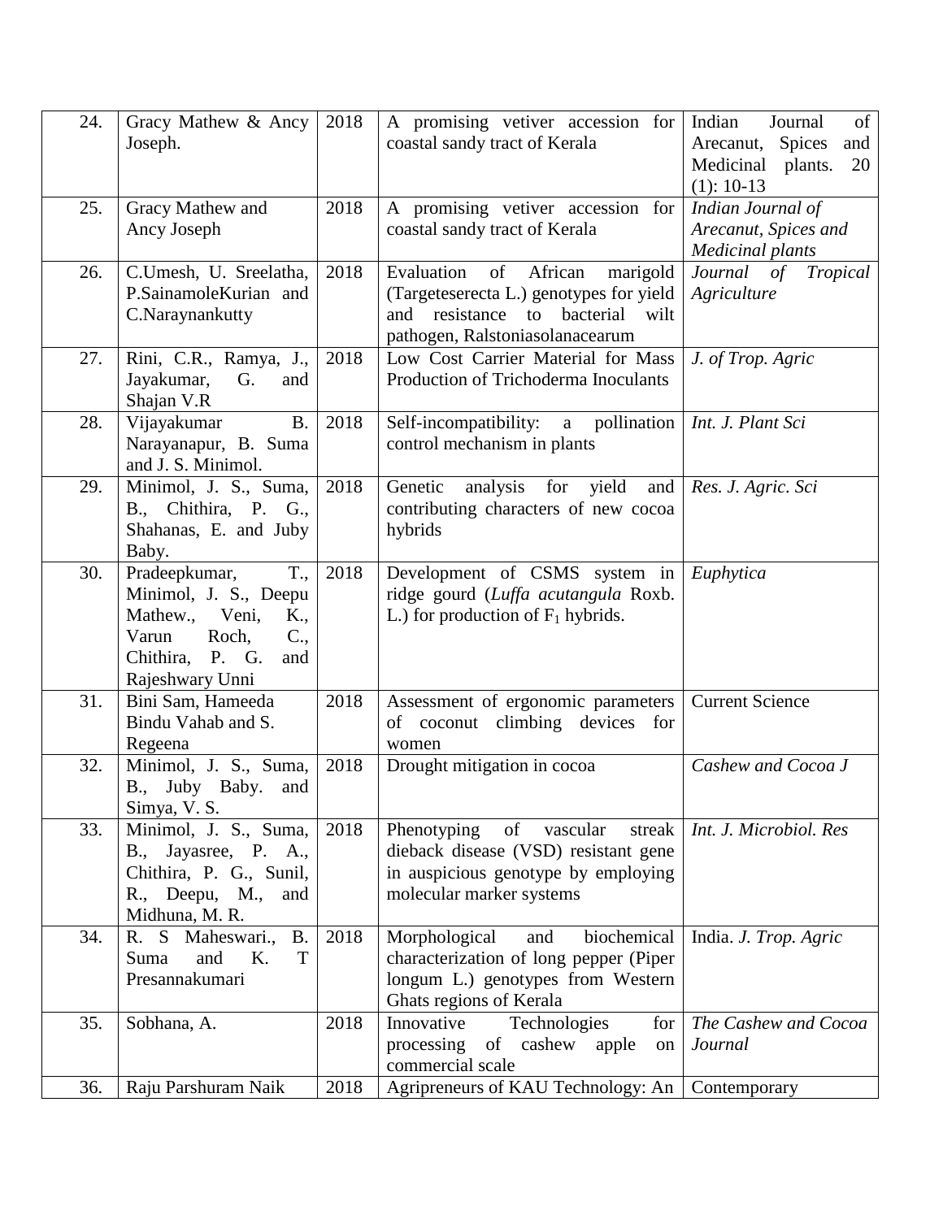| 24. | Gracy Mathew & Ancy Joseph. | 2018 | A promising vetiver accession for coastal sandy tract of Kerala | Indian Journal of Arecanut, Spices and Medicinal plants. 20 (1): 10-13 |
|---|---|---|---|---|
| 25. | Gracy Mathew and Ancy Joseph | 2018 | A promising vetiver accession for coastal sandy tract of Kerala | *Indian Journal of Arecanut, Spices and Medicinal plants* |
| 26. | C.Umesh, U. Sreelatha, P.SainamoleKurian and C.Naraynankutty | 2018 | Evaluation of African marigold (Targeteserecta L.) genotypes for yield and resistance to bacterial wilt pathogen, Ralstoniasolanacearum | *Journal of Tropical Agriculture* |
| 27. | Rini, C.R., Ramya, J., Jayakumar, G. and Shajan V.R | 2018 | Low Cost Carrier Material for Mass Production of Trichoderma Inoculants | *J. of Trop. Agric* |
| 28. | Vijayakumar B. Narayanapur, B. Suma and J. S. Minimol. | 2018 | Self-incompatibility: a pollination control mechanism in plants | *Int. J. Plant Sci* |
| 29. | Minimol, J. S., Suma, B., Chithira, P. G., Shahanas, E. and Juby Baby. | 2018 | Genetic analysis for yield and contributing characters of new cocoa hybrids | *Res. J. Agric. Sci* |
| 30. | Pradeepkumar, T., Minimol, J. S., Deepu Mathew., Veni, K., Varun Roch, C., Chithira, P. G. and Rajeshwary Unni | 2018 | Development of CSMS system in ridge gourd (*Luffa acutangula* Roxb. L.) for production of $F_1$ hybrids. | *Euphytica* |
| 31. | Bini Sam, Hameeda Bindu Vahab and S. Regeena | 2018 | Assessment of ergonomic parameters of coconut climbing devices for women | Current Science |
| 32. | Minimol, J. S., Suma, B., Juby Baby. and Simya, V. S. | 2018 | Drought mitigation in cocoa | *Cashew and Cocoa J* |
| 33. | Minimol, J. S., Suma, B., Jayasree, P. A., Chithira, P. G., Sunil, R., Deepu, M., and Midhuna, M. R. | 2018 | Phenotyping of vascular streak dieback disease (VSD) resistant gene in auspicious genotype by employing molecular marker systems | *Int. J. Microbiol. Res* |
| 34. | R. S Maheswari., B. Suma and K. T Presannakumari | 2018 | Morphological and biochemical characterization of long pepper (Piper longum L.) genotypes from Western Ghats regions of Kerala | India. *J. Trop. Agric* |
| 35. | Sobhana, A. | 2018 | Innovative Technologies for processing of cashew apple on commercial scale | *The Cashew and Cocoa Journal* |
| 36. | Raju Parshuram Naik | 2018 | Agripreneurs of KAU Technology: An | Contemporary |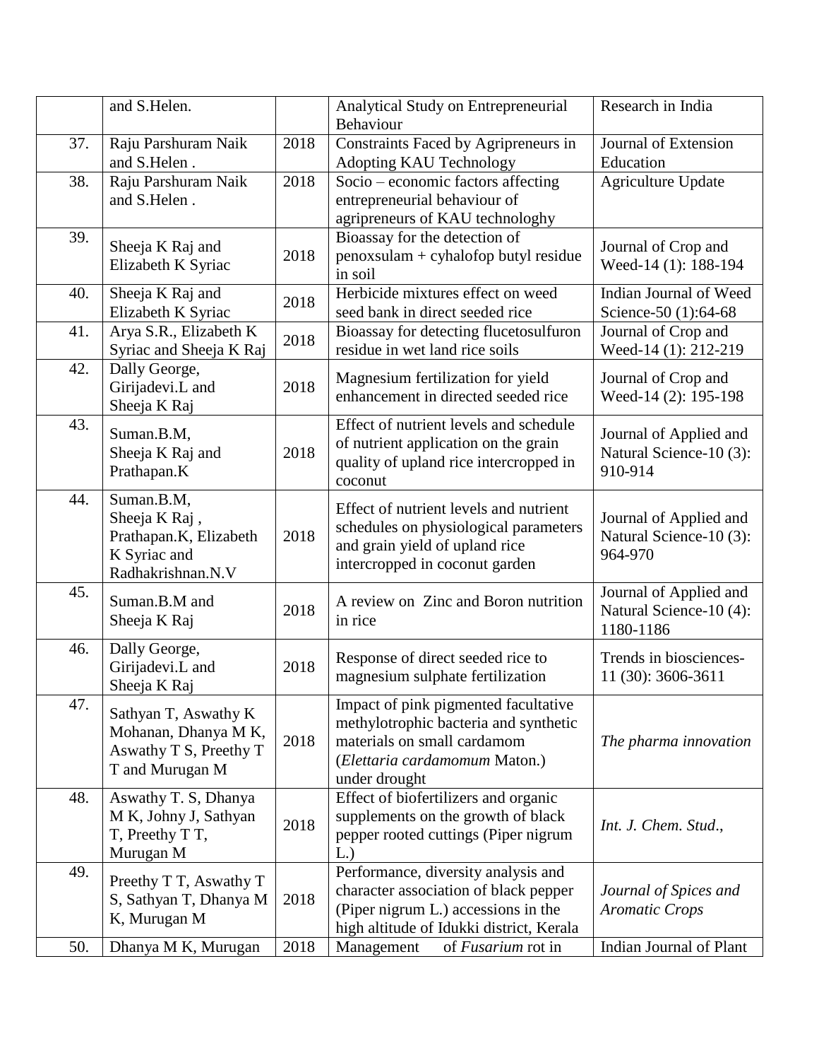| | and S.Helen. | | Analytical Study on Entrepreneurial Behaviour | Research in India |
|---|---|---|---|---|
| 37. | Raju Parshuram Naik and S.Helen . | 2018 | Constraints Faced by Agripreneurs in Adopting KAU Technology | Journal of Extension Education |
| 38. | Raju Parshuram Naik and S.Helen . | 2018 | Socio – economic factors affecting entrepreneurial behaviour of agripreneurs of KAU technologhy | Agriculture Update |
| 39. | Sheeja K Raj and Elizabeth K Syriac | 2018 | Bioassay for the detection of penoxsulam + cyhalofop butyl residue in soil | Journal of Crop and Weed-14 (1): 188-194 |
| 40. | Sheeja K Raj and Elizabeth K Syriac | 2018 | Herbicide mixtures effect on weed seed bank in direct seeded rice | Indian Journal of Weed Science-50 (1):64-68 |
| 41. | Arya S.R., Elizabeth K Syriac and Sheeja K Raj | 2018 | Bioassay for detecting flucetosulfuron residue in wet land rice soils | Journal of Crop and Weed-14 (1): 212-219 |
| 42. | Dally George, Girijadevi.L and Sheeja K Raj | 2018 | Magnesium fertilization for yield enhancement in directed seeded rice | Journal of Crop and Weed-14 (2): 195-198 |
| 43. | Suman.B.M, Sheeja K Raj and Prathapan.K | 2018 | Effect of nutrient levels and schedule of nutrient application on the grain quality of upland rice intercropped in coconut | Journal of Applied and Natural Science-10 (3): 910-914 |
| 44. | Suman.B.M, Sheeja K Raj , Prathapan.K, Elizabeth K Syriac and Radhakrishnan.N.V | 2018 | Effect of nutrient levels and nutrient schedules on physiological parameters and grain yield of upland rice intercropped in coconut garden | Journal of Applied and Natural Science-10 (3): 964-970 |
| 45. | Suman.B.M and Sheeja K Raj | 2018 | A review on Zinc and Boron nutrition in rice | Journal of Applied and Natural Science-10 (4): 1180-1186 |
| 46. | Dally George, Girijadevi.L and Sheeja K Raj | 2018 | Response of direct seeded rice to magnesium sulphate fertilization | Trends in biosciences-11 (30): 3606-3611 |
| 47. | Sathyan T, Aswathy K Mohanan, Dhanya M K, Aswathy T S, Preethy T T and Murugan M | 2018 | Impact of pink pigmented facultative methylotrophic bacteria and synthetic materials on small cardamom (*Elettaria cardamomum* Maton.) under drought | *The pharma innovation* |
| 48. | Aswathy T. S, Dhanya M K, Johny J, Sathyan T, Preethy T T, Murugan M | 2018 | Effect of biofertilizers and organic supplements on the growth of black pepper rooted cuttings (Piper nigrum L.) | *Int. J. Chem. Stud*., |
| 49. | Preethy T T, Aswathy T S, Sathyan T, Dhanya M K, Murugan M | 2018 | Performance, diversity analysis and character association of black pepper (Piper nigrum L.) accessions in the high altitude of Idukki district, Kerala | *Journal of Spices and Aromatic Crops* |
| 50. | Dhanya M K, Murugan | 2018 | Management of *Fusarium* rot in | Indian Journal of Plant |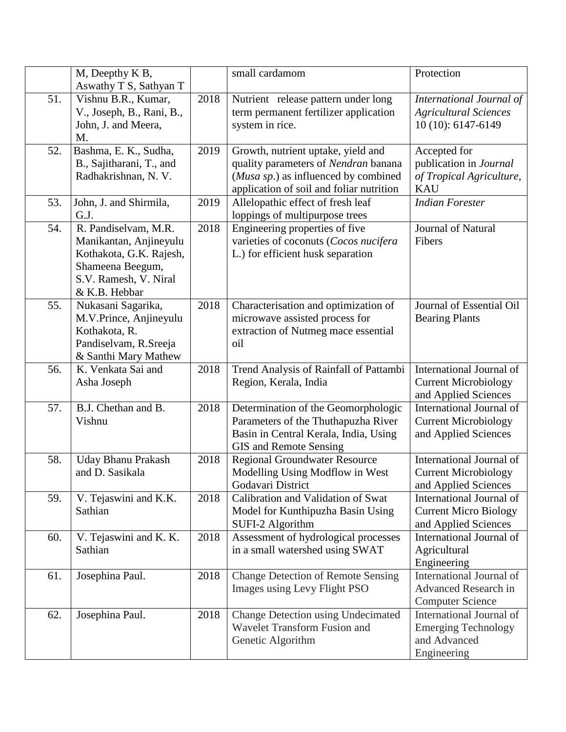| | M, Deepthy K B, Aswathy T S, Sathyan T | | small cardamom | Protection |
|---|---|---|---|---|
| 51. | Vishnu B.R., Kumar, V., Joseph, B., Rani, B., John, J. and Meera, M. | 2018 | Nutrient release pattern under long term permanent fertilizer application system in rice. | *International Journal of Agricultural Sciences* 10 (10): 6147-6149 |
| 52. | Bashma, E. K., Sudha, B., Sajitharani, T., and Radhakrishnan, N. V. | 2019 | Growth, nutrient uptake, yield and quality parameters of *Nendran* banana (*Musa sp*.) as influenced by combined application of soil and foliar nutrition | Accepted for publication in *Journal of Tropical Agriculture*, KAU |
| 53. | John, J. and Shirmila, G.J. | 2019 | Allelopathic effect of fresh leaf loppings of multipurpose trees | *Indian Forester* |
| 54. | R. Pandiselvam, M.R. Manikantan, Anjineyulu Kothakota, G.K. Rajesh, Shameena Beegum, S.V. Ramesh, V. Niral & K.B. Hebbar | 2018 | Engineering properties of five varieties of coconuts (*Cocos nucifera* L.) for efficient husk separation | Journal of Natural Fibers |
| 55. | Nukasani Sagarika, M.V.Prince, Anjineyulu Kothakota, R. Pandiselvam, R.Sreeja & Santhi Mary Mathew | 2018 | Characterisation and optimization of microwave assisted process for extraction of Nutmeg mace essential oil | Journal of Essential Oil Bearing Plants |
| 56. | K. Venkata Sai and Asha Joseph | 2018 | Trend Analysis of Rainfall of Pattambi Region, Kerala, India | International Journal of Current Microbiology and Applied Sciences |
| 57. | B.J. Chethan and B. Vishnu | 2018 | Determination of the Geomorphologic Parameters of the Thuthapuzha River Basin in Central Kerala, India, Using GIS and Remote Sensing | International Journal of Current Microbiology and Applied Sciences |
| 58. | Uday Bhanu Prakash and D. Sasikala | 2018 | Regional Groundwater Resource Modelling Using Modflow in West Godavari District | International Journal of Current Microbiology and Applied Sciences |
| 59. | V. Tejaswini and K.K. Sathian | 2018 | Calibration and Validation of Swat Model for Kunthipuzha Basin Using SUFI-2 Algorithm | International Journal of Current Micro Biology and Applied Sciences |
| 60. | V. Tejaswini and K. K. Sathian | 2018 | Assessment of hydrological processes in a small watershed using SWAT | International Journal of Agricultural Engineering |
| 61. | Josephina Paul. | 2018 | Change Detection of Remote Sensing Images using Levy Flight PSO | International Journal of Advanced Research in Computer Science |
| 62. | Josephina Paul. | 2018 | Change Detection using Undecimated Wavelet Transform Fusion and Genetic Algorithm | International Journal of Emerging Technology and Advanced Engineering |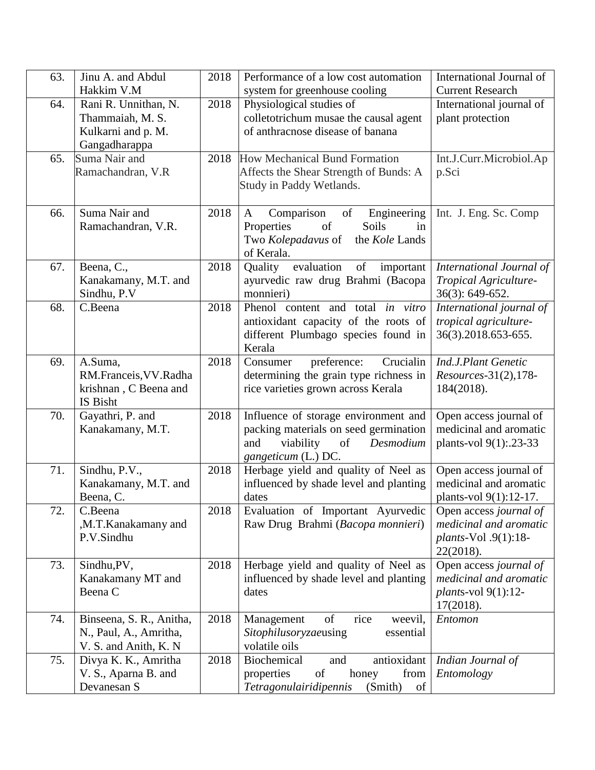| 63. | Jinu A. and Abdul Hakkim V.M | 2018 | Performance of a low cost automation system for greenhouse cooling | International Journal of Current Research |
|---|---|---|---|---|
| 64. | Rani R. Unnithan, N. Thammaiah, M. S. Kulkarni and p. M. Gangadharappa | 2018 | Physiological studies of colletotrichum musae the causal agent of anthracnose disease of banana | International journal of plant protection |
| 65. | Suma Nair and Ramachandran, V.R | 2018 | How Mechanical Bund Formation Affects the Shear Strength of Bunds: A Study in Paddy Wetlands. | Int.J.Curr.Microbiol.Ap p.Sci |
| 66. | Suma Nair and Ramachandran, V.R. | 2018 | A Comparison of Engineering Properties of Soils in Two *Kolepadavus* of the *Kole* Lands of Kerala. | Int. J. Eng. Sc. Comp |
| 67. | Beena, C., Kanakamany, M.T. and Sindhu, P.V | 2018 | Quality evaluation of important ayurvedic raw drug Brahmi (Bacopa monnieri) | *International Journal of Tropical Agriculture*-36(3): 649-652. |
| 68. | C.Beena | 2018 | Phenol content and total *in vitro* antioxidant capacity of the roots of different Plumbago species found in Kerala | *International journal of tropical agriculture*-36(3).2018.653-655. |
| 69. | A.Suma, RM.Franceis,VV.Radha krishnan , C Beena and IS Bisht | 2018 | Consumer preference: Crucialin determining the grain type richness in rice varieties grown across Kerala | *Ind.J.Plant Genetic Resources*-31(2),178-184(2018). |
| 70. | Gayathri, P. and Kanakamany, M.T. | 2018 | Influence of storage environment and packing materials on seed germination and viability of *Desmodium gangeticum* (L.) DC. | Open access journal of medicinal and aromatic plants-vol 9(1):.23-33 |
| 71. | Sindhu, P.V., Kanakamany, M.T. and Beena, C. | 2018 | Herbage yield and quality of Neel as influenced by shade level and planting dates | Open access journal of medicinal and aromatic plants-vol 9(1):12-17. |
| 72. | C.Beena ,M.T.Kanakamany and P.V.Sindhu | 2018 | Evaluation of Important Ayurvedic Raw Drug Brahmi (*Bacopa monnieri*) | Open access *journal of medicinal and aromatic plants*-Vol .9(1):18-22(2018). |
| 73. | Sindhu,PV, Kanakamany MT and Beena C | 2018 | Herbage yield and quality of Neel as influenced by shade level and planting dates | Open access *journal of medicinal and aromatic plants*-vol 9(1):12-17(2018). |
| 74. | Binseena, S. R., Anitha, N., Paul, A., Amritha, V. S. and Anith, K. N | 2018 | Management of rice weevil, *Sitophilusoryzae*using essential volatile oils | *Entomon* |
| 75. | Divya K. K., Amritha V. S., Aparna B. and Devanesan S | 2018 | Biochemical and antioxidant properties of honey from *Tetragonulairidipennis* (Smith) of | *Indian Journal of Entomology* |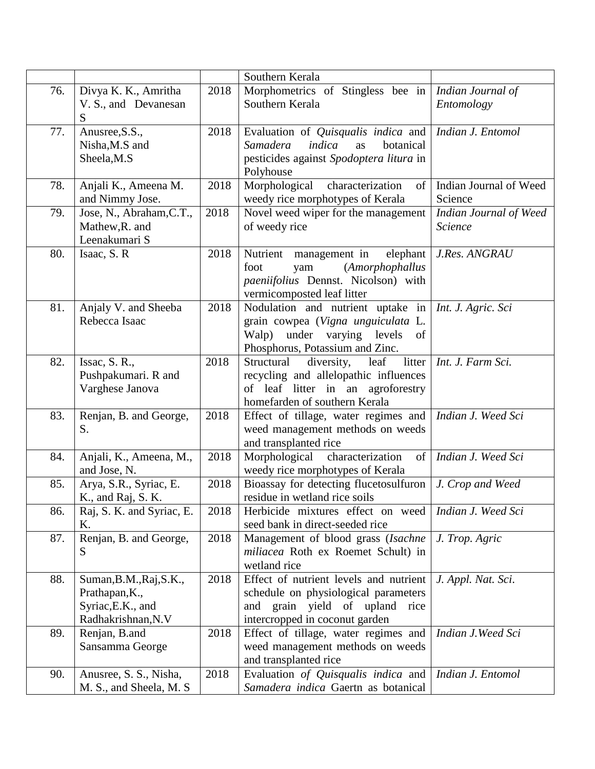|  |  |  | Southern Kerala |  |
|---|---|---|---|---|
| 76. | Divya K. K., Amritha V. S., and Devanesan S | 2018 | Morphometrics of Stingless bee in Southern Kerala | *Indian Journal of Entomology* |
| 77. | Anusree,S.S., Nisha,M.S and Sheela,M.S | 2018 | Evaluation of *Quisqualis indica* and *Samadera indica* as botanical pesticides against *Spodoptera litura* in Polyhouse | *Indian J. Entomol* |
| 78. | Anjali K., Ameena M. and Nimmy Jose. | 2018 | Morphological characterization of weedy rice morphotypes of Kerala | Indian Journal of Weed Science |
| 79. | Jose, N., Abraham,C.T., Mathew,R. and Leenakumari S | 2018 | Novel weed wiper for the management of weedy rice | *Indian Journal of Weed Science* |
| 80. | Isaac, S. R | 2018 | Nutrient management in elephant foot yam (*Amorphophallus paeniifolius* Dennst. Nicolson) with vermicomposted leaf litter | *J.Res. ANGRAU* |
| 81. | Anjaly V. and Sheeba Rebecca Isaac | 2018 | Nodulation and nutrient uptake in grain cowpea (*Vigna unguiculata* L. Walp) under varying levels of Phosphorus, Potassium and Zinc. | *Int. J. Agric. Sci* |
| 82. | Issac, S. R., Pushpakumari. R and Varghese Janova | 2018 | Structural diversity, leaf litter recycling and allelopathic influences of leaf litter in an agroforestry homefarden of southern Kerala | *Int. J. Farm Sci.* |
| 83. | Renjan, B. and George, S. | 2018 | Effect of tillage, water regimes and weed management methods on weeds and transplanted rice | *Indian J. Weed Sci* |
| 84. | Anjali, K., Ameena, M., and Jose, N. | 2018 | Morphological characterization of weedy rice morphotypes of Kerala | *Indian J. Weed Sci* |
| 85. | Arya, S.R., Syriac, E. K., and Raj, S. K. | 2018 | Bioassay for detecting flucetosulfuron residue in wetland rice soils | *J. Crop and Weed* |
| 86. | Raj, S. K. and Syriac, E. K. | 2018 | Herbicide mixtures effect on weed seed bank in direct-seeded rice | *Indian J. Weed Sci* |
| 87. | Renjan, B. and George, S | 2018 | Management of blood grass (*Isachne miliacea* Roth ex Roemet Schult) in wetland rice | *J. Trop. Agric* |
| 88. | Suman,B.M.,Raj,S.K., Prathapan,K., Syriac,E.K., and Radhakrishnan,N.V | 2018 | Effect of nutrient levels and nutrient schedule on physiological parameters and grain yield of upland rice intercropped in coconut garden | *J. Appl. Nat. Sci.* |
| 89. | Renjan, B.and Sansamma George | 2018 | Effect of tillage, water regimes and weed management methods on weeds and transplanted rice | *Indian J.Weed Sci* |
| 90. | Anusree, S. S., Nisha, M. S., and Sheela, M. S | 2018 | Evaluation *of Quisqualis indica* and *Samadera indica* Gaertn as botanical | *Indian J. Entomol* |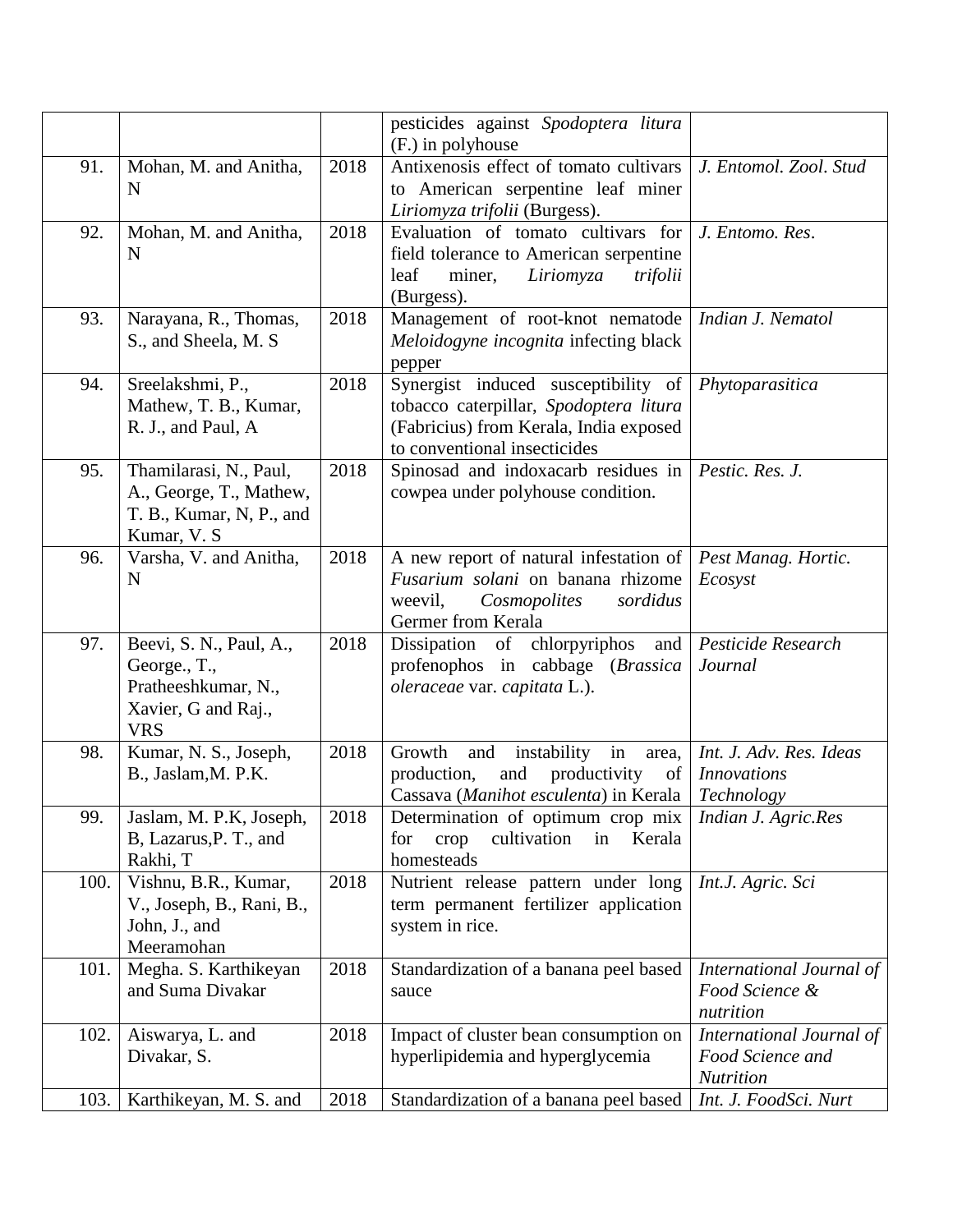| | | | | |
|---|---|---|---|---|
| | | | pesticides against *Spodoptera litura* (F.) in polyhouse | |
| 91. | Mohan, M. and Anitha, N | 2018 | Antixenosis effect of tomato cultivars to American serpentine leaf miner *Liriomyza trifolii* (Burgess). | *J. Entomol. Zool. Stud* |
| 92. | Mohan, M. and Anitha, N | 2018 | Evaluation of tomato cultivars for field tolerance to American serpentine leaf miner, *Liriomyza trifolii* (Burgess). | *J. Entomo. Res.* |
| 93. | Narayana, R., Thomas, S., and Sheela, M. S | 2018 | Management of root-knot nematode *Meloidogyne incognita* infecting black pepper | *Indian J. Nematol* |
| 94. | Sreelakshmi, P., Mathew, T. B., Kumar, R. J., and Paul, A | 2018 | Synergist induced susceptibility of tobacco caterpillar, *Spodoptera litura* (Fabricius) from Kerala, India exposed to conventional insecticides | *Phytoparasitica* |
| 95. | Thamilarasi, N., Paul, A., George, T., Mathew, T. B., Kumar, N, P., and Kumar, V. S | 2018 | Spinosad and indoxacarb residues in cowpea under polyhouse condition. | *Pestic. Res. J.* |
| 96. | Varsha, V. and Anitha, N | 2018 | A new report of natural infestation of *Fusarium solani* on banana rhizome weevil, *Cosmopolites sordidus* Germer from Kerala | *Pest Manag. Hortic. Ecosyst* |
| 97. | Beevi, S. N., Paul, A., George., T., Pratheeshkumar, N., Xavier, G and Raj., VRS | 2018 | Dissipation of chlorpyriphos and profenophos in cabbage (*Brassica oleraceae* var. *capitata* L.). | *Pesticide Research Journal* |
| 98. | Kumar, N. S., Joseph, B., Jaslam,M. P.K. | 2018 | Growth and instability in area, production, and productivity of Cassava (*Manihot esculenta*) in Kerala | *Int. J. Adv. Res. Ideas Innovations Technology* |
| 99. | Jaslam, M. P.K, Joseph, B, Lazarus,P. T., and Rakhi, T | 2018 | Determination of optimum crop mix for crop cultivation in Kerala homesteads | *Indian J. Agric.Res* |
| 100. | Vishnu, B.R., Kumar, V., Joseph, B., Rani, B., John, J., and Meeramohan | 2018 | Nutrient release pattern under long term permanent fertilizer application system in rice. | *Int.J. Agric. Sci* |
| 101. | Megha. S. Karthikeyan and Suma Divakar | 2018 | Standardization of a banana peel based sauce | *International Journal of Food Science & nutrition* |
| 102. | Aiswarya, L. and Divakar, S. | 2018 | Impact of cluster bean consumption on hyperlipidemia and hyperglycemia | *International Journal of Food Science and Nutrition* |
| 103. | Karthikeyan, M. S. and | 2018 | Standardization of a banana peel based | *Int. J. FoodSci. Nurt* |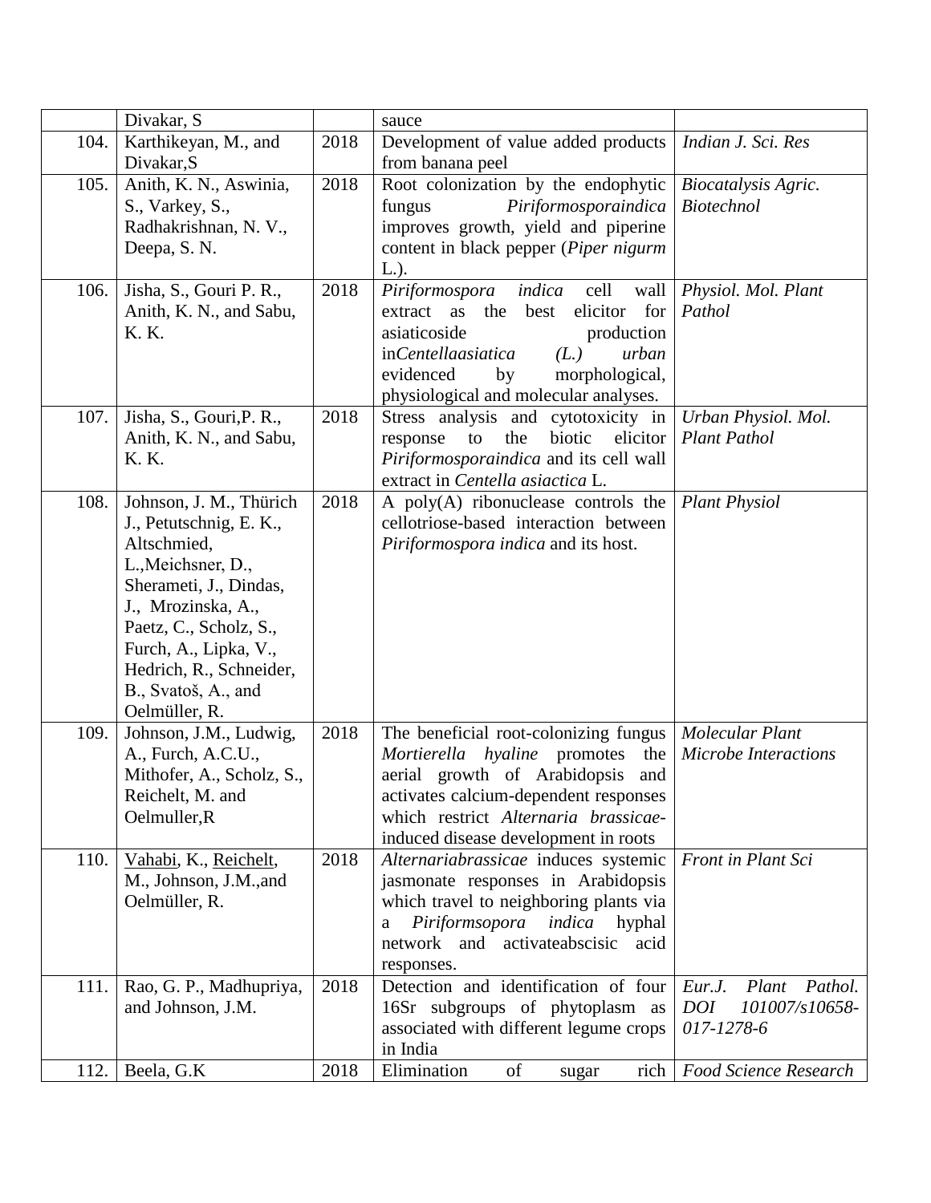|  |  |  |  |  |
|---|---|---|---|---|
|  | Divakar, S |  | sauce |  |
| 104. | Karthikeyan, M., and Divakar,S | 2018 | Development of value added products from banana peel | *Indian J. Sci. Res* |
| 105. | Anith, K. N., Aswinia, S., Varkey, S., Radhakrishnan, N. V., Deepa, S. N. | 2018 | Root colonization by the endophytic fungus *Piriformosporaindica* improves growth, yield and piperine content in black pepper (*Piper nigurm* L.). | *Biocatalysis Agric. Biotechnol* |
| 106. | Jisha, S., Gouri P. R., Anith, K. N., and Sabu, K. K. | 2018 | *Piriformospora indica* cell wall extract as the best elicitor for asiaticoside production in*Centellaasiatica (L.) urban* evidenced by morphological, physiological and molecular analyses. | *Physiol. Mol. Plant Pathol* |
| 107. | Jisha, S., Gouri,P. R., Anith, K. N., and Sabu, K. K. | 2018 | Stress analysis and cytotoxicity in response to the biotic elicitor *Piriformosporaindica* and its cell wall extract in *Centella asiactica* L. | *Urban Physiol. Mol. Plant Pathol* |
| 108. | Johnson, J. M., Thürich J., Petutschnig, E. K., Altschmied, L.,Meichsner, D., Sherameti, J., Dindas, J., Mrozinska, A., Paetz, C., Scholz, S., Furch, A., Lipka, V., Hedrich, R., Schneider, B., Svatoš, A., and Oelmüller, R. | 2018 | A poly(A) ribonuclease controls the cellotriose-based interaction between *Piriformospora indica* and its host. | *Plant Physiol* |
| 109. | Johnson, J.M., Ludwig, A., Furch, A.C.U., Mithofer, A., Scholz, S., Reichelt, M. and Oelmuller,R | 2018 | The beneficial root-colonizing fungus *Mortierella hyaline* promotes the aerial growth of Arabidopsis and activates calcium-dependent responses which restrict *Alternaria brassicae*-induced disease development in roots | *Molecular Plant Microbe Interactions* |
| 110. | Vahabi, K., Reichelt, M., Johnson, J.M.,and Oelmüller, R. | 2018 | *Alternariabrassicae* induces systemic jasmonate responses in Arabidopsis which travel to neighboring plants via a *Piriformsopora indica* hyphal network and activateabscisic acid responses. | *Front in Plant Sci* |
| 111. | Rao, G. P., Madhupriya, and Johnson, J.M. | 2018 | Detection and identification of four 16Sr subgroups of phytoplasm as associated with different legume crops in India | *Eur.J. Plant Pathol. DOI 101007/s10658-017-1278-6* |
| 112. | Beela, G.K | 2018 | Elimination of sugar rich | *Food Science Research* |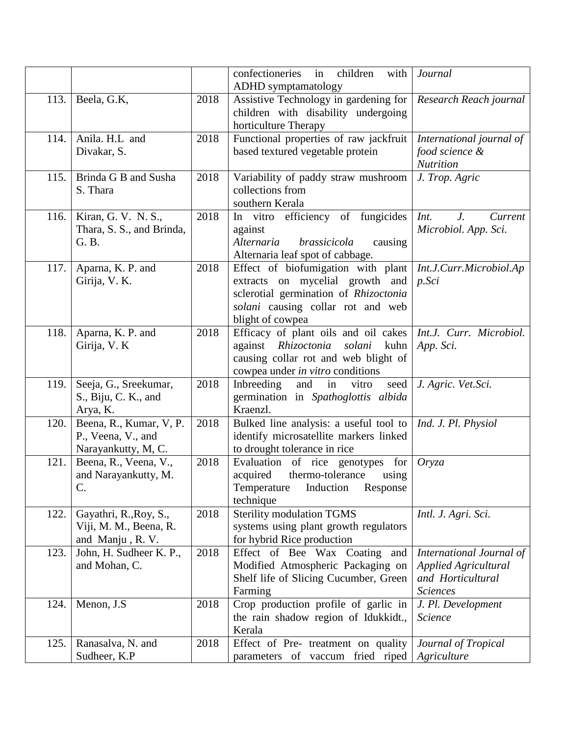| | | | | |
|---|---|---|---|---|
| | | | confectioneries in children with ADHD symptamatology | *Journal* |
| 113. | Beela, G.K, | 2018 | Assistive Technology in gardening for children with disability undergoing horticulture Therapy | *Research Reach journal* |
| 114. | Anila. H.L and Divakar, S. | 2018 | Functional properties of raw jackfruit based textured vegetable protein | *International journal of food science & Nutrition* |
| 115. | Brinda G B and Susha S. Thara | 2018 | Variability of paddy straw mushroom collections from southern Kerala | *J. Trop. Agric* |
| 116. | Kiran, G. V. N. S., Thara, S. S., and Brinda, G. B. | 2018 | In vitro efficiency of fungicides against *Alternaria brassicicola* causing Alternaria leaf spot of cabbage. | *Int. J. Current Microbiol. App. Sci.* |
| 117. | Aparna, K. P. and Girija, V. K. | 2018 | Effect of biofumigation with plant extracts on mycelial growth and sclerotial germination of *Rhizoctonia solani* causing collar rot and web blight of cowpea | *Int.J.Curr.Microbiol.App.Sci* |
| 118. | Aparna, K. P. and Girija, V. K | 2018 | Efficacy of plant oils and oil cakes against *Rhizoctonia solani* kuhn causing collar rot and web blight of cowpea under *in vitro* conditions | *Int.J. Curr. Microbiol. App. Sci.* |
| 119. | Seeja, G., Sreekumar, S., Biju, C. K., and Arya, K. | 2018 | Inbreeding and in vitro seed germination in *Spathoglottis albida* Kraenzl. | *J. Agric. Vet.Sci.* |
| 120. | Beena, R., Kumar, V, P. P., Veena, V., and Narayankutty, M, C. | 2018 | Bulked line analysis: a useful tool to identify microsatellite markers linked to drought tolerance in rice | *Ind. J. Pl. Physiol* |
| 121. | Beena, R., Veena, V., and Narayankutty, M. C. | 2018 | Evaluation of rice genotypes for acquired thermo-tolerance using Temperature Induction Response technique | *Oryza* |
| 122. | Gayathri, R.,Roy, S., Viji, M. M., Beena, R. and Manju , R. V. | 2018 | Sterility modulation TGMS systems using plant growth regulators for hybrid Rice production | *Intl. J. Agri. Sci.* |
| 123. | John, H. Sudheer K. P., and Mohan, C. | 2018 | Effect of Bee Wax Coating and Modified Atmospheric Packaging on Shelf life of Slicing Cucumber, Green Farming | *International Journal of Applied Agricultural and Horticultural Sciences* |
| 124. | Menon, J.S | 2018 | Crop production profile of garlic in the rain shadow region of Idukkidt., Kerala | *J. Pl. Development Science* |
| 125. | Ranasalva, N. and Sudheer, K.P | 2018 | Effect of Pre- treatment on quality parameters of vaccum fried riped | *Journal of Tropical Agriculture* |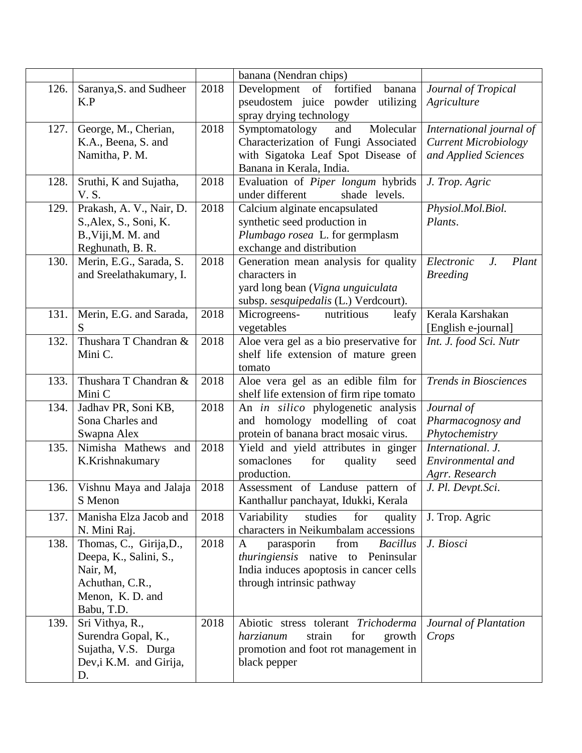| | | | | |
|---|---|---|---|---|
| | | | banana (Nendran chips) | |
| 126. | Saranya,S. and Sudheer K.P | 2018 | Development of fortified banana pseudostem juice powder utilizing spray drying technology | *Journal of Tropical Agriculture* |
| 127. | George, M., Cherian, K.A., Beena, S. and Namitha, P. M. | 2018 | Symptomatology and Molecular Characterization of Fungi Associated with Sigatoka Leaf Spot Disease of Banana in Kerala, India. | *International journal of Current Microbiology and Applied Sciences* |
| 128. | Sruthi, K and Sujatha, V. S. | 2018 | Evaluation of *Piper longum* hybrids under different shade levels. | *J. Trop. Agric* |
| 129. | Prakash, A. V., Nair, D. S.,Alex, S., Soni, K. B.,Viji,M. M. and Reghunath, B. R. | 2018 | Calcium alginate encapsulated synthetic seed production in *Plumbago rosea* L. for germplasm exchange and distribution | *Physiol.Mol.Biol. Plants*. |
| 130. | Merin, E.G., Sarada, S. and Sreelathakumary, I. | 2018 | Generation mean analysis for quality characters in yard long bean (*Vigna unguiculata* subsp. *sesquipedalis* (L.) Verdcourt). | *Electronic J. Plant Breeding* |
| 131. | Merin, E.G. and Sarada, S | 2018 | Microgreens- nutritious leafy vegetables | Kerala Karshakan [English e-journal] |
| 132. | Thushara T Chandran & Mini C. | 2018 | Aloe vera gel as a bio preservative for shelf life extension of mature green tomato | *Int. J. food Sci. Nutr* |
| 133. | Thushara T Chandran & Mini C | 2018 | Aloe vera gel as an edible film for shelf life extension of firm ripe tomato | *Trends in Biosciences* |
| 134. | Jadhav PR, Soni KB, Sona Charles and Swapna Alex | 2018 | An *in silico* phylogenetic analysis and homology modelling of coat protein of banana bract mosaic virus. | *Journal of Pharmacognosy and Phytochemistry* |
| 135. | Nimisha Mathews and K.Krishnakumary | 2018 | Yield and yield attributes in ginger somaclones for quality seed production. | *International. J. Environmental and Agrr. Research* |
| 136. | Vishnu Maya and Jalaja S Menon | 2018 | Assessment of Landuse pattern of Kanthallur panchayat, Idukki, Kerala | *J. Pl. Devpt.Sci*. |
| 137. | Manisha Elza Jacob and N. Mini Raj. | 2018 | Variability studies for quality characters in Neikumbalam accessions | J. Trop. Agric |
| 138. | Thomas, C., Girija,D., Deepa, K., Salini, S., Nair, M, Achuthan, C.R., Menon, K. D. and Babu, T.D. | 2018 | A parasporin from *Bacillus thuringiensis* native to Peninsular India induces apoptosis in cancer cells through intrinsic pathway | *J. Biosci* |
| 139. | Sri Vithya, R., Surendra Gopal, K., Sujatha, V.S. Durga Dev,i K.M. and Girija, D. | 2018 | Abiotic stress tolerant *Trichoderma harzianum* strain for growth promotion and foot rot management in black pepper | *Journal of Plantation Crops* |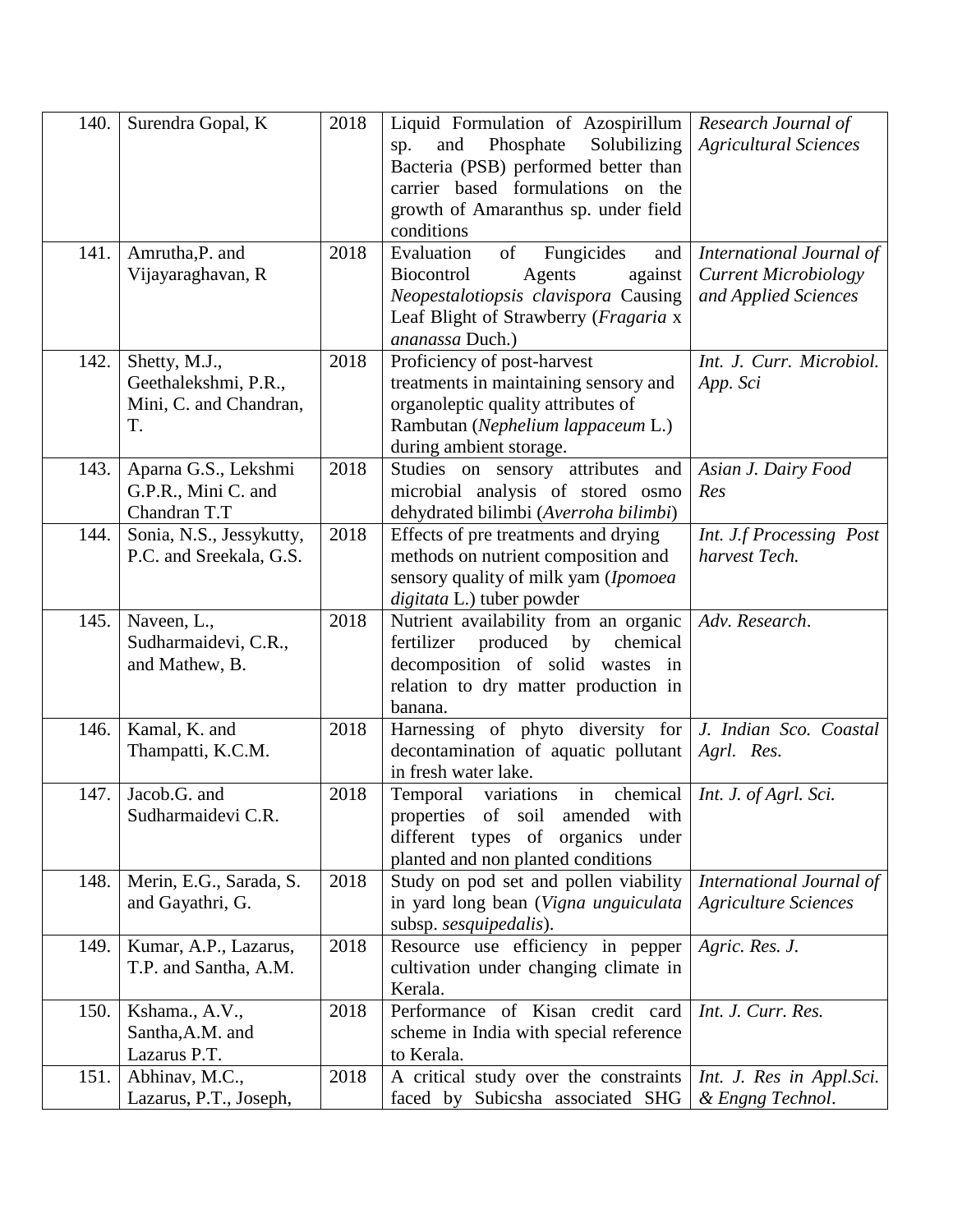| 140. | Surendra Gopal, K | 2018 | Liquid Formulation of Azospirillum sp. and Phosphate Solubilizing Bacteria (PSB) performed better than carrier based formulations on the growth of Amaranthus sp. under field conditions | *Research Journal of Agricultural Sciences* |
|---|---|---|---|---|
| 141. | Amrutha,P. and Vijayaraghavan, R | 2018 | Evaluation of Fungicides and Biocontrol Agents against *Neopestalotiopsis clavispora* Causing Leaf Blight of Strawberry (*Fragaria* x *ananassa* Duch.) | *International Journal of Current Microbiology and Applied Sciences* |
| 142. | Shetty, M.J., Geethalekshmi, P.R., Mini, C. and Chandran, T. | 2018 | Proficiency of post-harvest treatments in maintaining sensory and organoleptic quality attributes of Rambutan (*Nephelium lappaceum* L.) during ambient storage. | *Int. J. Curr. Microbiol. App. Sci* |
| 143. | Aparna G.S., Lekshmi G.P.R., Mini C. and Chandran T.T | 2018 | Studies on sensory attributes and microbial analysis of stored osmo dehydrated bilimbi (*Averroha bilimbi*) | *Asian J. Dairy Food Res* |
| 144. | Sonia, N.S., Jessykutty, P.C. and Sreekala, G.S. | 2018 | Effects of pre treatments and drying methods on nutrient composition and sensory quality of milk yam (*Ipomoea digitata* L.) tuber powder | *Int. J.f Processing Post harvest Tech.* |
| 145. | Naveen, L., Sudharmaidevi, C.R., and Mathew, B. | 2018 | Nutrient availability from an organic fertilizer produced by chemical decomposition of solid wastes in relation to dry matter production in banana. | *Adv. Research.* |
| 146. | Kamal, K. and Thampatti, K.C.M. | 2018 | Harnessing of phyto diversity for decontamination of aquatic pollutant in fresh water lake. | *J. Indian Sco. Coastal Agrl. Res.* |
| 147. | Jacob.G. and Sudharmaidevi C.R. | 2018 | Temporal variations in chemical properties of soil amended with different types of organics under planted and non planted conditions | *Int. J. of Agrl. Sci.* |
| 148. | Merin, E.G., Sarada, S. and Gayathri, G. | 2018 | Study on pod set and pollen viability in yard long bean (*Vigna unguiculata* subsp. *sesquipedalis*). | *International Journal of Agriculture Sciences* |
| 149. | Kumar, A.P., Lazarus, T.P. and Santha, A.M. | 2018 | Resource use efficiency in pepper cultivation under changing climate in Kerala. | *Agric. Res. J.* |
| 150. | Kshama., A.V., Santha,A.M. and Lazarus P.T. | 2018 | Performance of Kisan credit card scheme in India with special reference to Kerala. | *Int. J. Curr. Res.* |
| 151. | Abhinav, M.C., Lazarus, P.T., Joseph, | 2018 | A critical study over the constraints faced by Subicsha associated SHG | *Int. J. Res in Appl.Sci. & Engng Technol.* |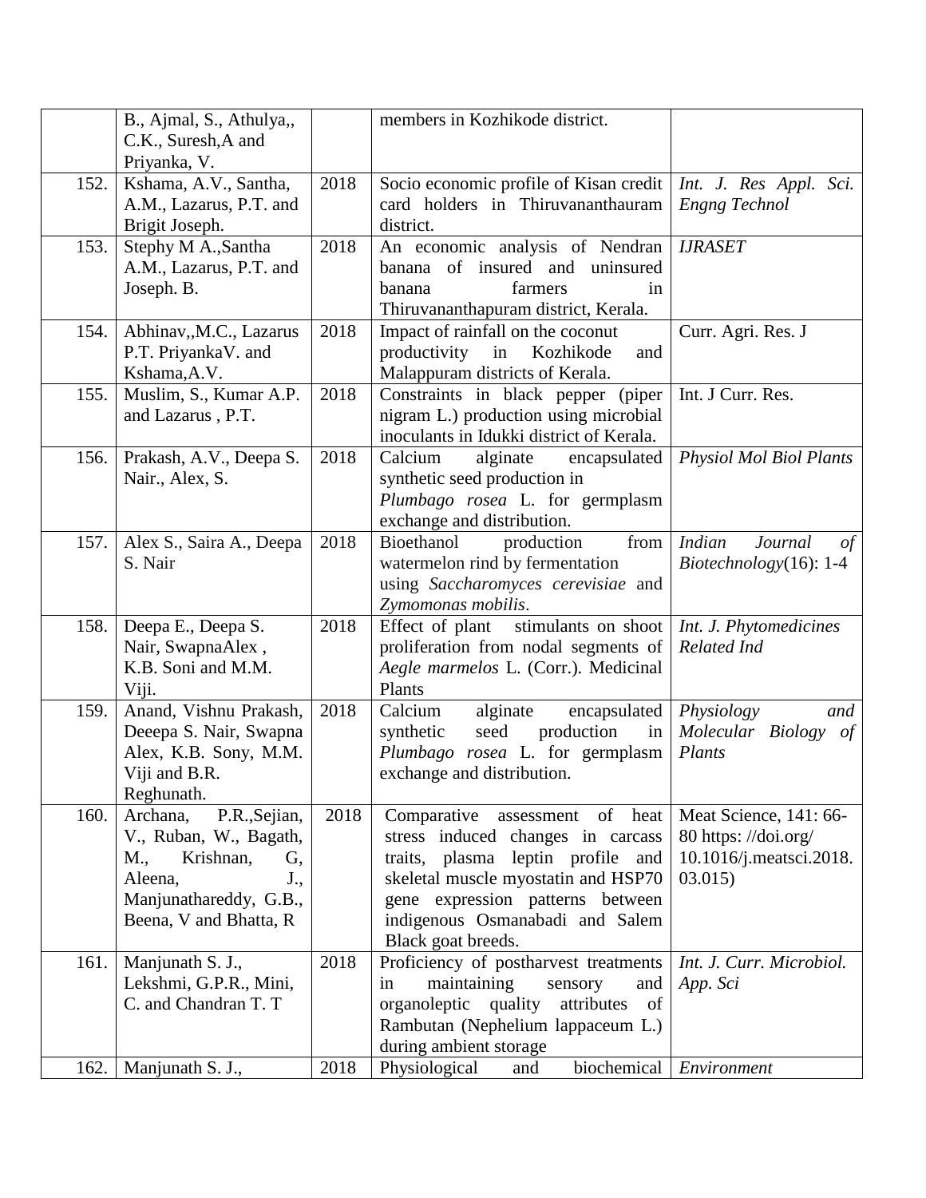|  |  |  |  |  |
|---|---|---|---|---|
|  | B., Ajmal, S., Athulya,, C.K., Suresh,A and Priyanka, V. |  | members in Kozhikode district. |  |
| 152. | Kshama, A.V., Santha, A.M., Lazarus, P.T. and Brigit Joseph. | 2018 | Socio economic profile of Kisan credit card holders in Thiruvananthauram district. | *Int. J. Res Appl. Sci. Engng Technol* |
| 153. | Stephy M A.,Santha A.M., Lazarus, P.T. and Joseph. B. | 2018 | An economic analysis of Nendran banana of insured and uninsured banana farmers in Thiruvananthapuram district, Kerala. | *IJRASET* |
| 154. | Abhinav,,M.C., Lazarus P.T. PriyankaV. and Kshama,A.V. | 2018 | Impact of rainfall on the coconut productivity in Kozhikode and Malappuram districts of Kerala. | Curr. Agri. Res. J |
| 155. | Muslim, S., Kumar A.P. and Lazarus , P.T. | 2018 | Constraints in black pepper (piper nigram L.) production using microbial inoculants in Idukki district of Kerala. | Int. J Curr. Res. |
| 156. | Prakash, A.V., Deepa S. Nair., Alex, S. | 2018 | Calcium alginate encapsulated synthetic seed production in *Plumbago rosea* L. for germplasm exchange and distribution. | *Physiol Mol Biol Plants* |
| 157. | Alex S., Saira A., Deepa S. Nair | 2018 | Bioethanol production from watermelon rind by fermentation using *Saccharomyces cerevisiae* and *Zymomonas mobilis*. | *Indian Journal of Biotechnology*(16): 1-4 |
| 158. | Deepa E., Deepa S. Nair, SwapnaAlex , K.B. Soni and M.M. Viji. | 2018 | Effect of plant stimulants on shoot proliferation from nodal segments of *Aegle marmelos* L. (Corr.). Medicinal Plants | *Int. J. Phytomedicines Related Ind* |
| 159. | Anand, Vishnu Prakash, Deeepa S. Nair, Swapna Alex, K.B. Sony, M.M. Viji and B.R. Reghunath. | 2018 | Calcium alginate encapsulated synthetic seed production in *Plumbago rosea* L. for germplasm exchange and distribution. | *Physiology and Molecular Biology of Plants* |
| 160. | Archana, P.R.,Sejian, V., Ruban, W., Bagath, M., Krishnan, G, Aleena, J., Manjunathareddy, G.B., Beena, V and Bhatta, R | 2018 | Comparative assessment of heat stress induced changes in carcass traits, plasma leptin profile and skeletal muscle myostatin and HSP70 gene expression patterns between indigenous Osmanabadi and Salem Black goat breeds. | Meat Science, 141: 66-80 https: //doi.org/ 10.1016/j.meatsci.2018. 03.015) |
| 161. | Manjunath S. J., Lekshmi, G.P.R., Mini, C. and Chandran T. T | 2018 | Proficiency of postharvest treatments in maintaining sensory and organoleptic quality attributes of Rambutan (Nephelium lappaceum L.) during ambient storage | *Int. J. Curr. Microbiol. App. Sci* |
| 162. | Manjunath S. J., | 2018 | Physiological and biochemical | *Environment* |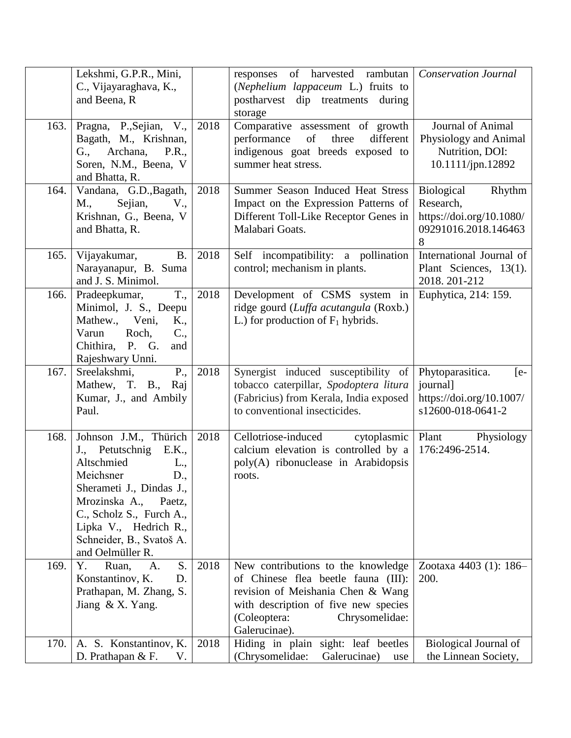| | | | | |
|---|---|---|---|---|
| | Lekshmi, G.P.R., Mini, C., Vijayaraghava, K., and Beena, R | | responses of harvested rambutan (*Nephelium lappaceum* L.) fruits to postharvest dip treatments during storage | *Conservation Journal* |
| 163. | Pragna, P.,Sejian, V., Bagath, M., Krishnan, G., Archana, P.R., Soren, N.M., Beena, V and Bhatta, R. | 2018 | Comparative assessment of growth performance of three different indigenous goat breeds exposed to summer heat stress. | Journal of Animal Physiology and Animal Nutrition, DOI: 10.1111/jpn.12892 |
| 164. | Vandana, G.D.,Bagath, M., Sejian, V., Krishnan, G., Beena, V and Bhatta, R. | 2018 | Summer Season Induced Heat Stress Impact on the Expression Patterns of Different Toll-Like Receptor Genes in Malabari Goats. | Biological Rhythm Research, https://doi.org/10.1080/09291016.2018.1464638 |
| 165. | Vijayakumar, B. Narayanapur, B. Suma and J. S. Minimol. | 2018 | Self incompatibility: a pollination control; mechanism in plants. | International Journal of Plant Sciences, 13(1). 2018. 201-212 |
| 166. | Pradeepkumar, T., Minimol, J. S., Deepu Mathew., Veni, K., Varun Roch, C., Chithira, P. G. and Rajeshwary Unni. | 2018 | Development of CSMS system in ridge gourd (*Luffa acutangula* (Roxb.) L.) for production of $F_1$ hybrids. | Euphytica, 214: 159. |
| 167. | Sreelakshmi, P., Mathew, T. B., Raj Kumar, J., and Ambily Paul. | 2018 | Synergist induced susceptibility of tobacco caterpillar, *Spodoptera litura* (Fabricius) from Kerala, India exposed to conventional insecticides. | Phytoparasitica. [e-journal] https://doi.org/10.1007/s12600-018-0641-2 |
| 168. | Johnson J.M., Thürich J., Petutschnig E.K., Altschmied L., Meichsner D., Sherameti J., Dindas J., Mrozinska A., Paetz, C., Scholz S., Furch A., Lipka V., Hedrich R., Schneider, B., Svatoš A. and Oelmüller R. | 2018 | Cellotriose-induced cytoplasmic calcium elevation is controlled by a poly(A) ribonuclease in Arabidopsis roots. | Plant Physiology 176:2496-2514. |
| 169. | Y. Ruan, A. S. Konstantinov, K. D. Prathapan, M. Zhang, S. Jiang & X. Yang. | 2018 | New contributions to the knowledge of Chinese flea beetle fauna (III): revision of Meishania Chen & Wang with description of five new species (Coleoptera: Chrysomelidae: Galerucinae). | Zootaxa 4403 (1): 186–200. |
| 170. | A. S. Konstantinov, K. D. Prathapan & F. V. | 2018 | Hiding in plain sight: leaf beetles (Chrysomelidae: Galerucinae) use | Biological Journal of the Linnean Society, |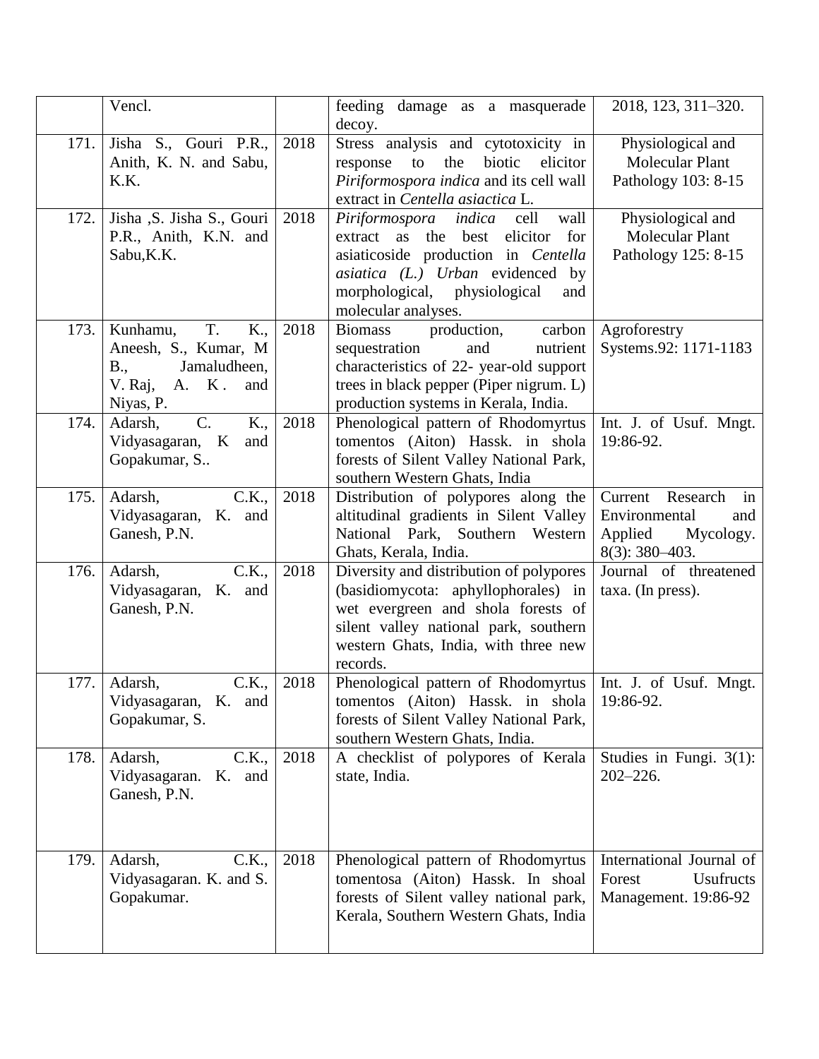|  | Vencl. |  | feeding damage as a masquerade decoy. | 2018, 123, 311–320. |
|---|---|---|---|---|
| 171. | Jisha S., Gouri P.R., Anith, K. N. and Sabu, K.K. | 2018 | Stress analysis and cytotoxicity in response to the biotic elicitor *Piriformospora indica* and its cell wall extract in *Centella asiactica* L. | Physiological and Molecular Plant Pathology 103: 8-15 |
| 172. | Jisha ,S. Jisha S., Gouri P.R., Anith, K.N. and Sabu,K.K. | 2018 | *Piriformospora indica* cell wall extract as the best elicitor for asiaticoside production in *Centella asiatica (L.) Urban* evidenced by morphological, physiological and molecular analyses. | Physiological and Molecular Plant Pathology 125: 8-15 |
| 173. | Kunhamu, T. K., Aneesh, S., Kumar, M B., Jamaludheen, V. Raj, A. K . and Niyas, P. | 2018 | Biomass production, carbon sequestration and nutrient characteristics of 22- year-old support trees in black pepper (Piper nigrum. L) production systems in Kerala, India. | Agroforestry Systems.92: 1171-1183 |
| 174. | Adarsh, C. K., Vidyasagaran, K and Gopakumar, S.. | 2018 | Phenological pattern of Rhodomyrtus tomentos (Aiton) Hassk. in shola forests of Silent Valley National Park, southern Western Ghats, India | Int. J. of Usuf. Mngt. 19:86-92. |
| 175. | Adarsh, C.K., Vidyasagaran, K. and Ganesh, P.N. | 2018 | Distribution of polypores along the altitudinal gradients in Silent Valley National Park, Southern Western Ghats, Kerala, India. | Current Research in Environmental and Applied Mycology. 8(3): 380–403. |
| 176. | Adarsh, C.K., Vidyasagaran, K. and Ganesh, P.N. | 2018 | Diversity and distribution of polypores (basidiomycota: aphyllophorales) in wet evergreen and shola forests of silent valley national park, southern western Ghats, India, with three new records. | Journal of threatened taxa. (In press). |
| 177. | Adarsh, C.K., Vidyasagaran, K. and Gopakumar, S. | 2018 | Phenological pattern of Rhodomyrtus tomentos (Aiton) Hassk. in shola forests of Silent Valley National Park, southern Western Ghats, India. | Int. J. of Usuf. Mngt. 19:86-92. |
| 178. | Adarsh, C.K., Vidyasagaran. K. and Ganesh, P.N. | 2018 | A checklist of polypores of Kerala state, India. | Studies in Fungi. 3(1): 202–226. |
| 179. | Adarsh, C.K., Vidyasagaran. K. and S. Gopakumar. | 2018 | Phenological pattern of Rhodomyrtus tomentosa (Aiton) Hassk. In shoal forests of Silent valley national park, Kerala, Southern Western Ghats, India | International Journal of Forest Usufructs Management. 19:86-92 |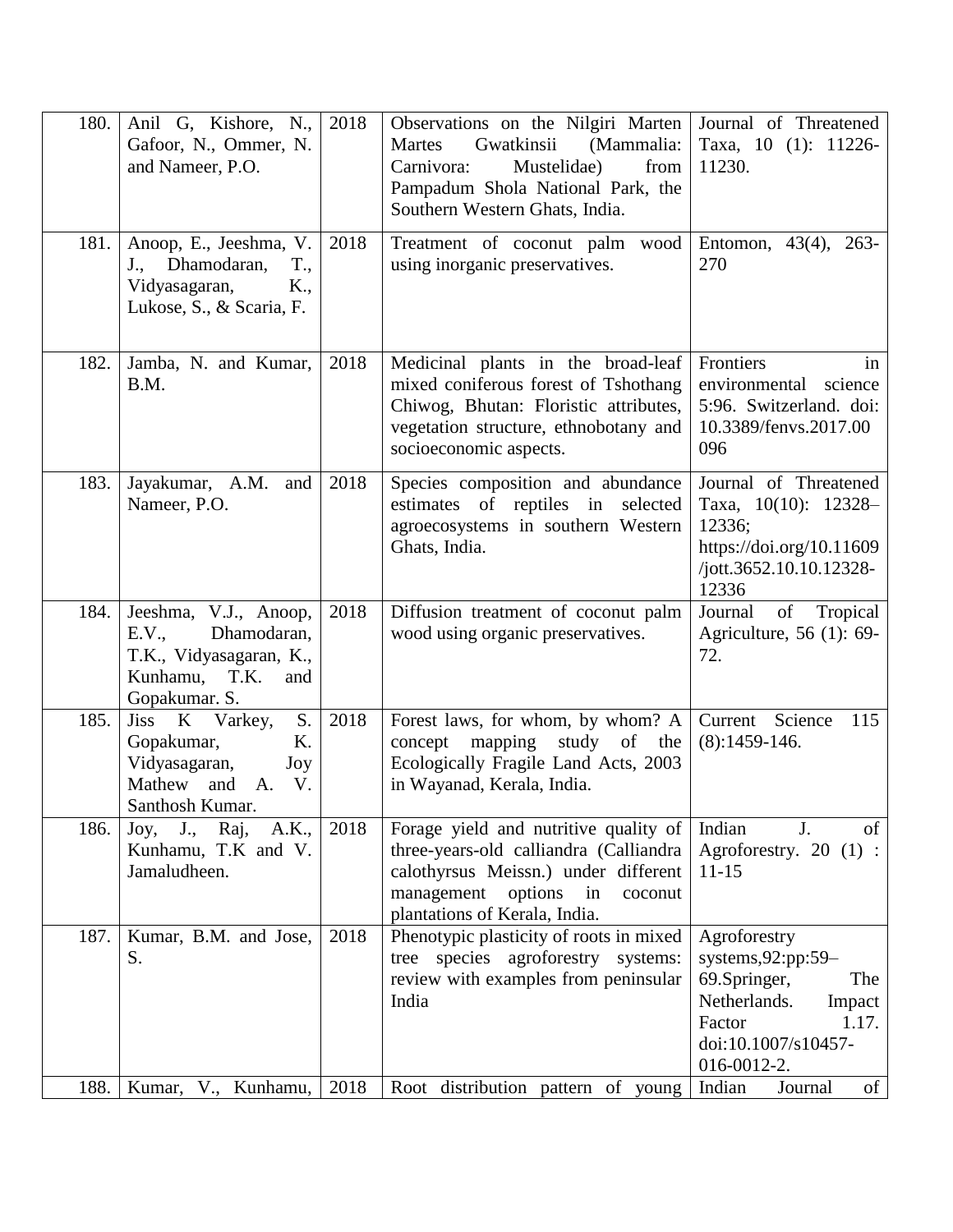| 180. | Anil G, Kishore, N., Gafoor, N., Ommer, N. and Nameer, P.O. | 2018 | Observations on the Nilgiri Marten Martes Gwatkinsii (Mammalia: Carnivora: Mustelidae) from Pampadum Shola National Park, the Southern Western Ghats, India. | Journal of Threatened Taxa, 10 (1): 11226-11230. |
|---|---|---|---|---|
| 181. | Anoop, E., Jeeshma, V. J., Dhamodaran, T., Vidyasagaran, K., Lukose, S., & Scaria, F. | 2018 | Treatment of coconut palm wood using inorganic preservatives. | Entomon, 43(4), 263-270 |
| 182. | Jamba, N. and Kumar, B.M. | 2018 | Medicinal plants in the broad-leaf mixed coniferous forest of Tshothang Chiwog, Bhutan: Floristic attributes, vegetation structure, ethnobotany and socioeconomic aspects. | Frontiers in environmental science 5:96. Switzerland. doi: 10.3389/fenvs.2017.00096 |
| 183. | Jayakumar, A.M. and Nameer, P.O. | 2018 | Species composition and abundance estimates of reptiles in selected agroecosystems in southern Western Ghats, India. | Journal of Threatened Taxa, 10(10): 12328–12336; https://doi.org/10.11609/jott.3652.10.10.12328-12336 |
| 184. | Jeeshma, V.J., Anoop, E.V., Dhamodaran, T.K., Vidyasagaran, K., Kunhamu, T.K. and Gopakumar. S. | 2018 | Diffusion treatment of coconut palm wood using organic preservatives. | Journal of Tropical Agriculture, 56 (1): 69-72. |
| 185. | Jiss K Varkey, S. Gopakumar, K. Vidyasagaran, Joy Mathew and A. V. Santhosh Kumar. | 2018 | Forest laws, for whom, by whom? A concept mapping study of the Ecologically Fragile Land Acts, 2003 in Wayanad, Kerala, India. | Current Science 115 (8):1459-146. |
| 186. | Joy, J., Raj, A.K., Kunhamu, T.K and V. Jamaludheen. | 2018 | Forage yield and nutritive quality of three-years-old calliandra (Calliandra calothyrsus Meissn.) under different management options in coconut plantations of Kerala, India. | Indian J. of Agroforestry. 20 (1) : 11-15 |
| 187. | Kumar, B.M. and Jose, S. | 2018 | Phenotypic plasticity of roots in mixed tree species agroforestry systems: review with examples from peninsular India | Agroforestry systems,92:pp:59–69.Springer, The Netherlands. Impact Factor 1.17. doi:10.1007/s10457-016-0012-2. |
| 188. | Kumar, V., Kunhamu, | 2018 | Root distribution pattern of young | Indian Journal of |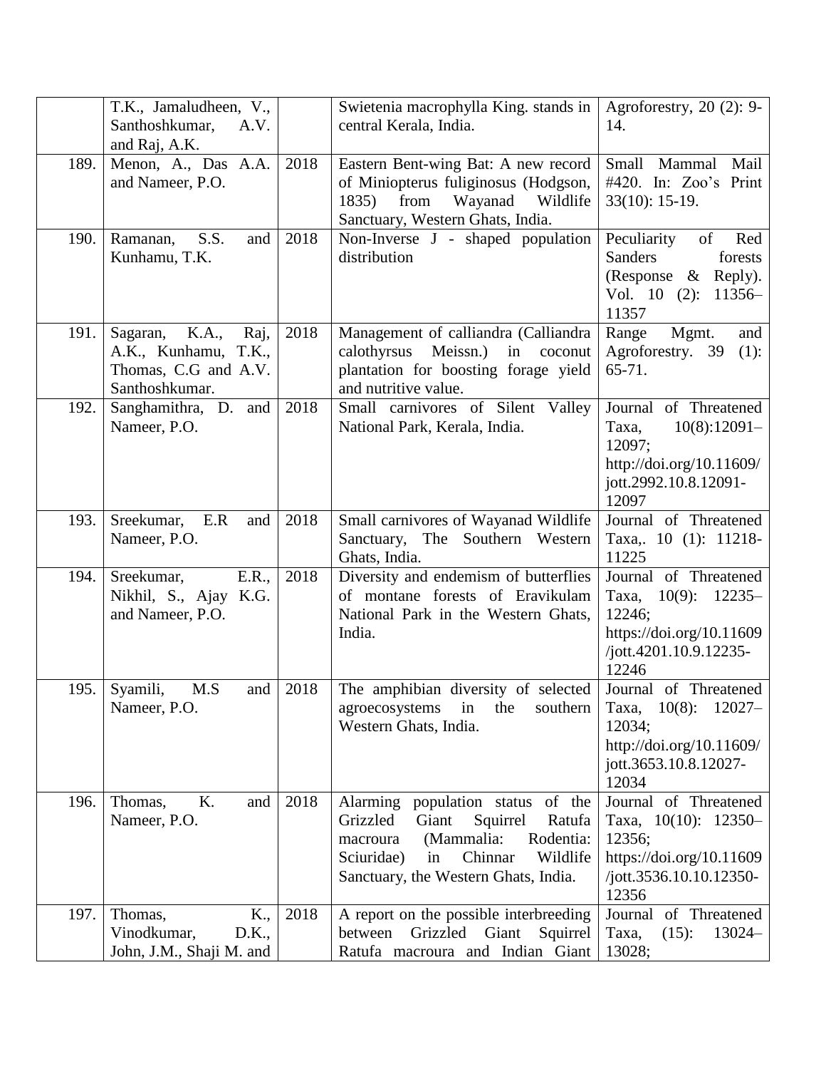| | | | | |
|---|---|---|---|---|
| | T.K., Jamaludheen, V., Santhoshkumar, A.V. and Raj, A.K. | | Swietenia macrophylla King. stands in central Kerala, India. | Agroforestry, 20 (2): 9-14. |
| 189. | Menon, A., Das A.A. and Nameer, P.O. | 2018 | Eastern Bent-wing Bat: A new record of Miniopterus fuliginosus (Hodgson, 1835) from Wayanad Wildlife Sanctuary, Western Ghats, India. | Small Mammal Mail #420. In: Zoo's Print 33(10): 15-19. |
| 190. | Ramanan, S.S. and Kunhamu, T.K. | 2018 | Non-Inverse J - shaped population distribution | Peculiarity of Red Sanders forests (Response & Reply). Vol. 10 (2): 11356–11357 |
| 191. | Sagaran, K.A., Raj, A.K., Kunhamu, T.K., Thomas, C.G and A.V. Santhoshkumar. | 2018 | Management of calliandra (Calliandra calothyrsus Meissn.) in coconut plantation for boosting forage yield and nutritive value. | Range Mgmt. and Agroforestry. 39 (1): 65-71. |
| 192. | Sanghamithra, D. and Nameer, P.O. | 2018 | Small carnivores of Silent Valley National Park, Kerala, India. | Journal of Threatened Taxa, 10(8):12091–12097; http://doi.org/10.11609/jott.2992.10.8.12091-12097 |
| 193. | Sreekumar, E.R and Nameer, P.O. | 2018 | Small carnivores of Wayanad Wildlife Sanctuary, The Southern Western Ghats, India. | Journal of Threatened Taxa,. 10 (1): 11218-11225 |
| 194. | Sreekumar, E.R., Nikhil, S., Ajay K.G. and Nameer, P.O. | 2018 | Diversity and endemism of butterflies of montane forests of Eravikulam National Park in the Western Ghats, India. | Journal of Threatened Taxa, 10(9): 12235–12246; https://doi.org/10.11609/jott.4201.10.9.12235-12246 |
| 195. | Syamili, M.S and Nameer, P.O. | 2018 | The amphibian diversity of selected agroecosystems in the southern Western Ghats, India. | Journal of Threatened Taxa, 10(8): 12027–12034; http://doi.org/10.11609/jott.3653.10.8.12027-12034 |
| 196. | Thomas, K. and Nameer, P.O. | 2018 | Alarming population status of the Grizzled Giant Squirrel Ratufa macroura (Mammalia: Rodentia: Sciuridae) in Chinnar Wildlife Sanctuary, the Western Ghats, India. | Journal of Threatened Taxa, 10(10): 12350–12356; https://doi.org/10.11609/jott.3536.10.10.12350-12356 |
| 197. | Thomas, K., Vinodkumar, D.K., John, J.M., Shaji M. and | 2018 | A report on the possible interbreeding between Grizzled Giant Squirrel Ratufa macroura and Indian Giant | Journal of Threatened Taxa, (15): 13024–13028; |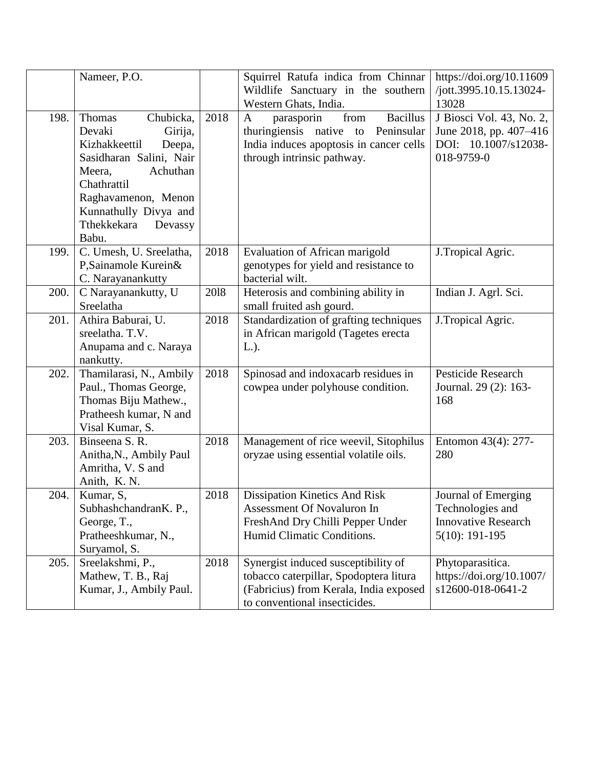| | | | | |
|---|---|---|---|---|
| | Nameer, P.O. | | Squirrel Ratufa indica from Chinnar Wildlife Sanctuary in the southern Western Ghats, India. | https://doi.org/10.11609 /jott.3995.10.15.13024-13028 |
| 198. | Thomas Chubicka, Devaki Girija, Kizhakkeettil Deepa, Sasidharan Salini, Nair Meera, Achuthan Chathrattil Raghavamenon, Menon Kunnathully Divya and Tthekkekara Devassy Babu. | 2018 | A parasporin from Bacillus thuringiensis native to Peninsular India induces apoptosis in cancer cells through intrinsic pathway. | J Biosci Vol. 43, No. 2, June 2018, pp. 407–416 DOI: 10.1007/s12038-018-9759-0 |
| 199. | C. Umesh, U. Sreelatha, P,Sainamole Kurein& C. Narayanankutty | 2018 | Evaluation of African marigold genotypes for yield and resistance to bacterial wilt. | J.Tropical Agric. |
| 200. | C Narayanankutty, U Sreelatha | 20l8 | Heterosis and combining ability in small fruited ash gourd. | Indian J. Agrl. Sci. |
| 201. | Athira Baburai, U. sreelatha. T.V. Anupama and c. Narayanankutty. | 2018 | Standardization of grafting techniques in African marigold (Tagetes erecta L.). | J.Tropical Agric. |
| 202. | Thamilarasi, N., Ambily Paul., Thomas George, Thomas Biju Mathew., Pratheesh kumar, N and Visal Kumar, S. | 2018 | Spinosad and indoxacarb residues in cowpea under polyhouse condition. | Pesticide Research Journal. 29 (2): 163-168 |
| 203. | Binseena S. R. Anitha,N., Ambily Paul Amritha, V. S and Anith, K. N. | 2018 | Management of rice weevil, Sitophilus oryzae using essential volatile oils. | Entomon 43(4): 277-280 |
| 204. | Kumar, S, SubhashchandranK. P., George, T., Pratheeshkumar, N., Suryamol, S. | 2018 | Dissipation Kinetics And Risk Assessment Of Novaluron In FreshAnd Dry Chilli Pepper Under Humid Climatic Conditions. | Journal of Emerging Technologies and Innovative Research 5(10): 191-195 |
| 205. | Sreelakshmi, P., Mathew, T. B., Raj Kumar, J., Ambily Paul. | 2018 | Synergist induced susceptibility of tobacco caterpillar, Spodoptera litura (Fabricius) from Kerala, India exposed to conventional insecticides. | Phytoparasitica. https://doi.org/10.1007/ s12600-018-0641-2 |